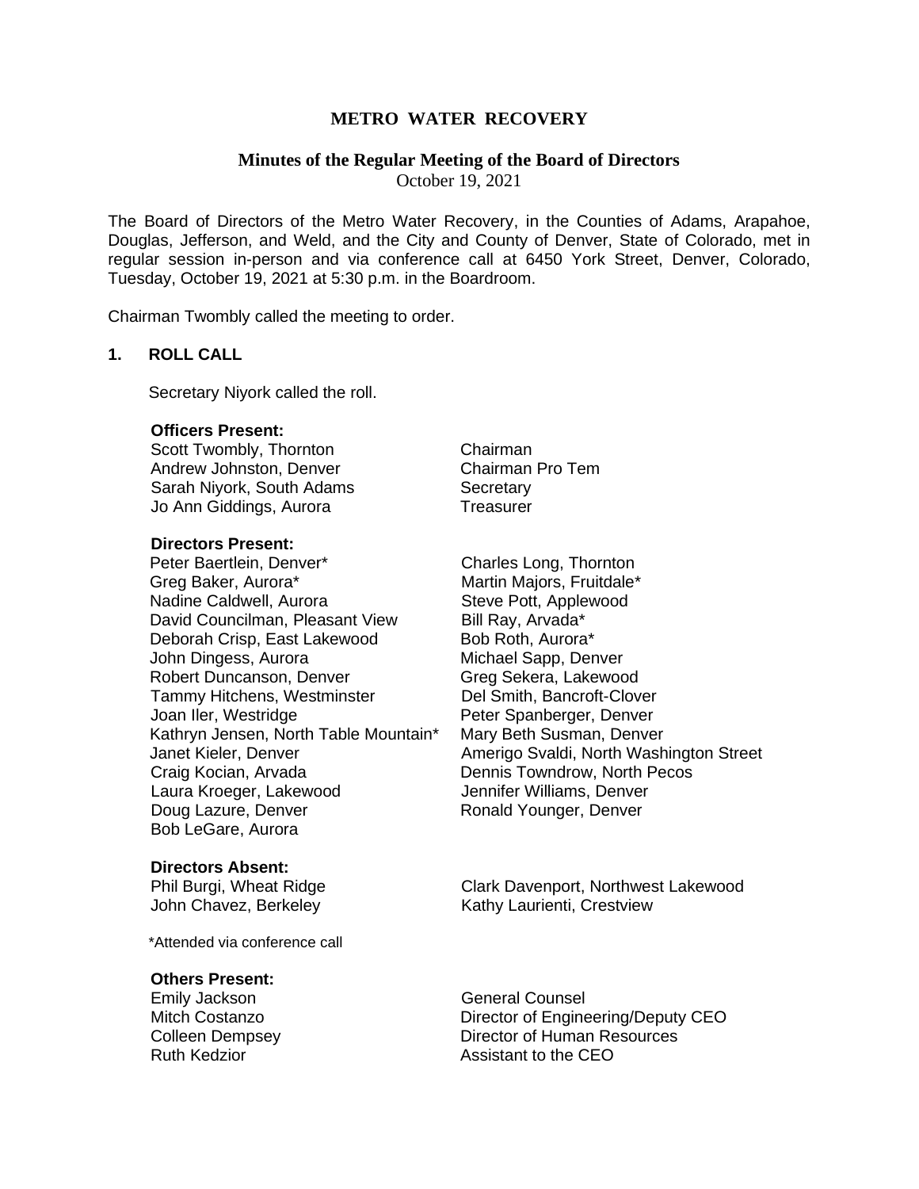# METRO WATER RECOVERY

## Minutes of the Regular Meeting of the Board of Directors

October 19, 2021

The Board of Directors of the Metro Water Recovery, in the Counties of Adams, Arapahoe, Douglas, Jefferson, and Weld, and the City and County of Denver, State of Colorado, met in regular session in-person and via conference call at 6450 York Street, Denver, Colorado, Tuesday, October 19, 2021 at 5:30 p.m. in the Boardroom.

Chairman Twombly called the meeting to order.

### 1. ROLL CALL

Secretary Niyork called the roll.

**Officers Present:**

| | |
|---|---|
| Scott Twombly, Thornton | Chairman |
| Andrew Johnston, Denver | Chairman Pro Tem |
| Sarah Niyork, South Adams | Secretary |
| Jo Ann Giddings, Aurora | Treasurer |

**Directors Present:**

Peter Baertlein, Denver*
Greg Baker, Aurora*
Nadine Caldwell, Aurora
David Councilman, Pleasant View
Deborah Crisp, East Lakewood
John Dingess, Aurora
Robert Duncanson, Denver
Tammy Hitchens, Westminster
Joan Iler, Westridge
Kathryn Jensen, North Table Mountain*
Janet Kieler, Denver
Craig Kocian, Arvada
Laura Kroeger, Lakewood
Doug Lazure, Denver
Bob LeGare, Aurora
Charles Long, Thornton
Martin Majors, Fruitdale*
Steve Pott, Applewood
Bill Ray, Arvada*
Bob Roth, Aurora*
Michael Sapp, Denver
Greg Sekera, Lakewood
Del Smith, Bancroft-Clover
Peter Spanberger, Denver
Mary Beth Susman, Denver
Amerigo Svaldi, North Washington Street
Dennis Towndrow, North Pecos
Jennifer Williams, Denver
Ronald Younger, Denver

**Directors Absent:**

Phil Burgi, Wheat Ridge
John Chavez, Berkeley
Clark Davenport, Northwest Lakewood
Kathy Laurienti, Crestview

*Attended via conference call

**Others Present:**

| | |
|---|---|
| Emily Jackson | General Counsel |
| Mitch Costanzo | Director of Engineering/Deputy CEO |
| Colleen Dempsey | Director of Human Resources |
| Ruth Kedzior | Assistant to the CEO |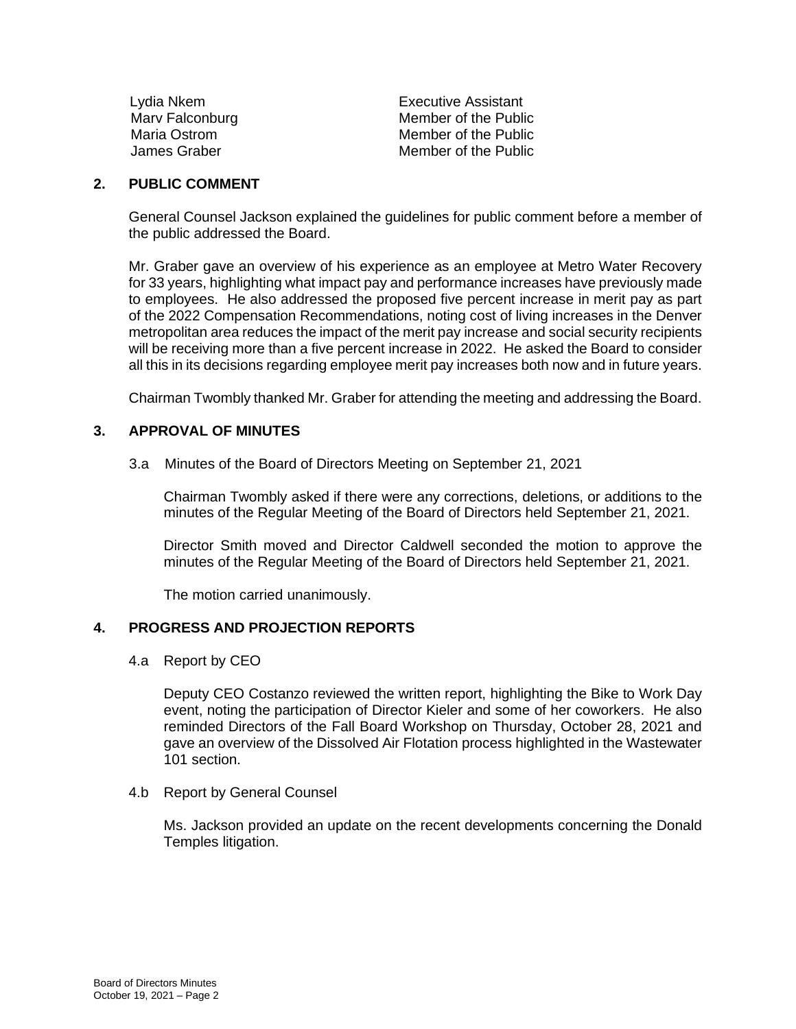| | |
|---|---|
| Lydia Nkem | Executive Assistant |
| Marv Falconburg | Member of the Public |
| Maria Ostrom | Member of the Public |
| James Graber | Member of the Public |

## 2. PUBLIC COMMENT

General Counsel Jackson explained the guidelines for public comment before a member of the public addressed the Board.

Mr. Graber gave an overview of his experience as an employee at Metro Water Recovery for 33 years, highlighting what impact pay and performance increases have previously made to employees. He also addressed the proposed five percent increase in merit pay as part of the 2022 Compensation Recommendations, noting cost of living increases in the Denver metropolitan area reduces the impact of the merit pay increase and social security recipients will be receiving more than a five percent increase in 2022. He asked the Board to consider all this in its decisions regarding employee merit pay increases both now and in future years.

Chairman Twombly thanked Mr. Graber for attending the meeting and addressing the Board.

## 3. APPROVAL OF MINUTES

3.a Minutes of the Board of Directors Meeting on September 21, 2021

Chairman Twombly asked if there were any corrections, deletions, or additions to the minutes of the Regular Meeting of the Board of Directors held September 21, 2021.

Director Smith moved and Director Caldwell seconded the motion to approve the minutes of the Regular Meeting of the Board of Directors held September 21, 2021.

The motion carried unanimously.

## 4. PROGRESS AND PROJECTION REPORTS

4.a Report by CEO

Deputy CEO Costanzo reviewed the written report, highlighting the Bike to Work Day event, noting the participation of Director Kieler and some of her coworkers. He also reminded Directors of the Fall Board Workshop on Thursday, October 28, 2021 and gave an overview of the Dissolved Air Flotation process highlighted in the Wastewater 101 section.

4.b Report by General Counsel

Ms. Jackson provided an update on the recent developments concerning the Donald Temples litigation.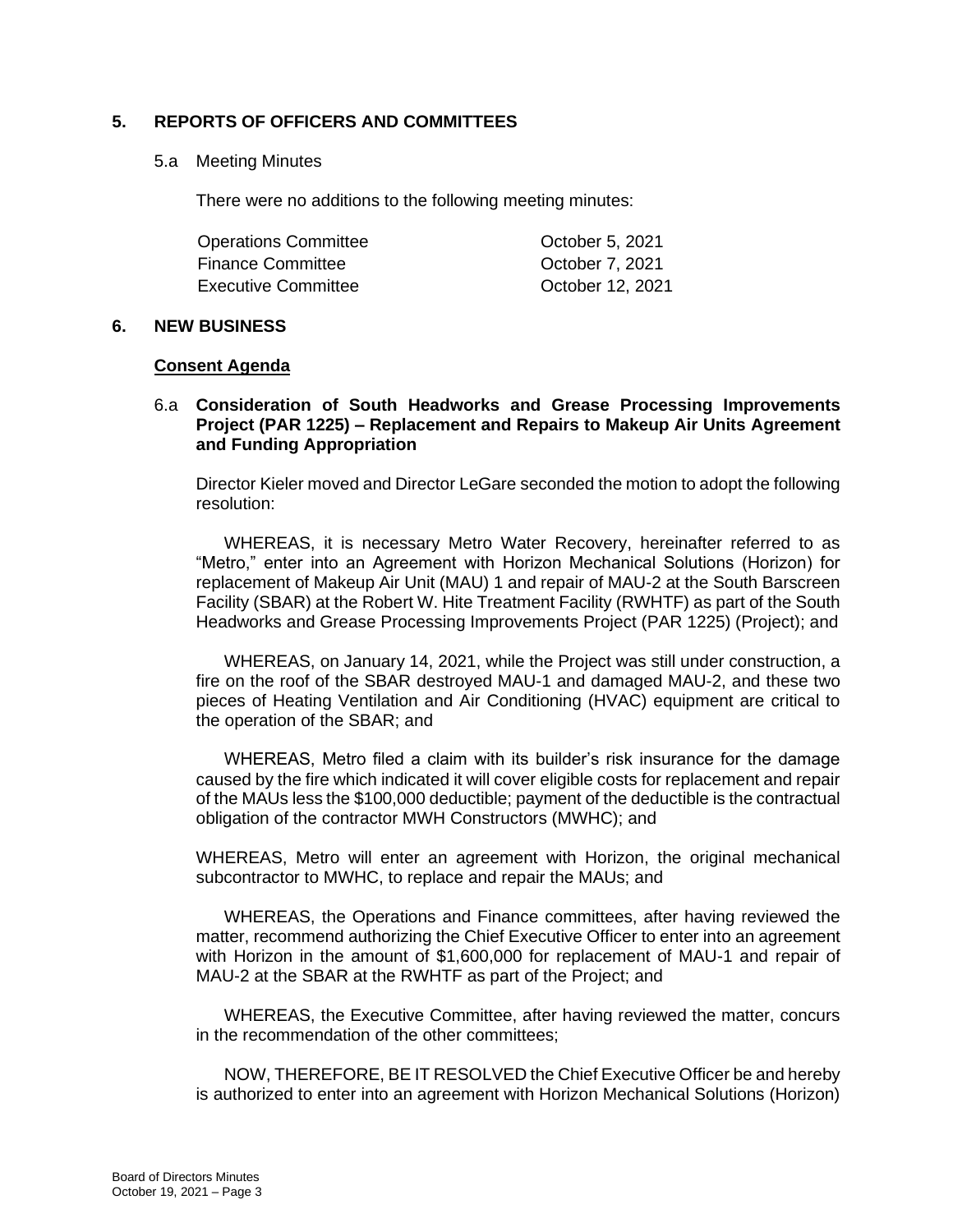## 5. REPORTS OF OFFICERS AND COMMITTEES

5.a Meeting Minutes

There were no additions to the following meeting minutes:

| | |
|---|---|
| Operations Committee | October 5, 2021 |
| Finance Committee | October 7, 2021 |
| Executive Committee | October 12, 2021 |

## 6. NEW BUSINESS

**Consent Agenda**

6.a **Consideration of South Headworks and Grease Processing Improvements Project (PAR 1225) – Replacement and Repairs to Makeup Air Units Agreement and Funding Appropriation**

Director Kieler moved and Director LeGare seconded the motion to adopt the following resolution:

WHEREAS, it is necessary Metro Water Recovery, hereinafter referred to as "Metro," enter into an Agreement with Horizon Mechanical Solutions (Horizon) for replacement of Makeup Air Unit (MAU) 1 and repair of MAU-2 at the South Barscreen Facility (SBAR) at the Robert W. Hite Treatment Facility (RWHTF) as part of the South Headworks and Grease Processing Improvements Project (PAR 1225) (Project); and

WHEREAS, on January 14, 2021, while the Project was still under construction, a fire on the roof of the SBAR destroyed MAU-1 and damaged MAU-2, and these two pieces of Heating Ventilation and Air Conditioning (HVAC) equipment are critical to the operation of the SBAR; and

WHEREAS, Metro filed a claim with its builder's risk insurance for the damage caused by the fire which indicated it will cover eligible costs for replacement and repair of the MAUs less the $100,000 deductible; payment of the deductible is the contractual obligation of the contractor MWH Constructors (MWHC); and

WHEREAS, Metro will enter an agreement with Horizon, the original mechanical subcontractor to MWHC, to replace and repair the MAUs; and

WHEREAS, the Operations and Finance committees, after having reviewed the matter, recommend authorizing the Chief Executive Officer to enter into an agreement with Horizon in the amount of $1,600,000 for replacement of MAU-1 and repair of MAU-2 at the SBAR at the RWHTF as part of the Project; and

WHEREAS, the Executive Committee, after having reviewed the matter, concurs in the recommendation of the other committees;

NOW, THEREFORE, BE IT RESOLVED the Chief Executive Officer be and hereby is authorized to enter into an agreement with Horizon Mechanical Solutions (Horizon)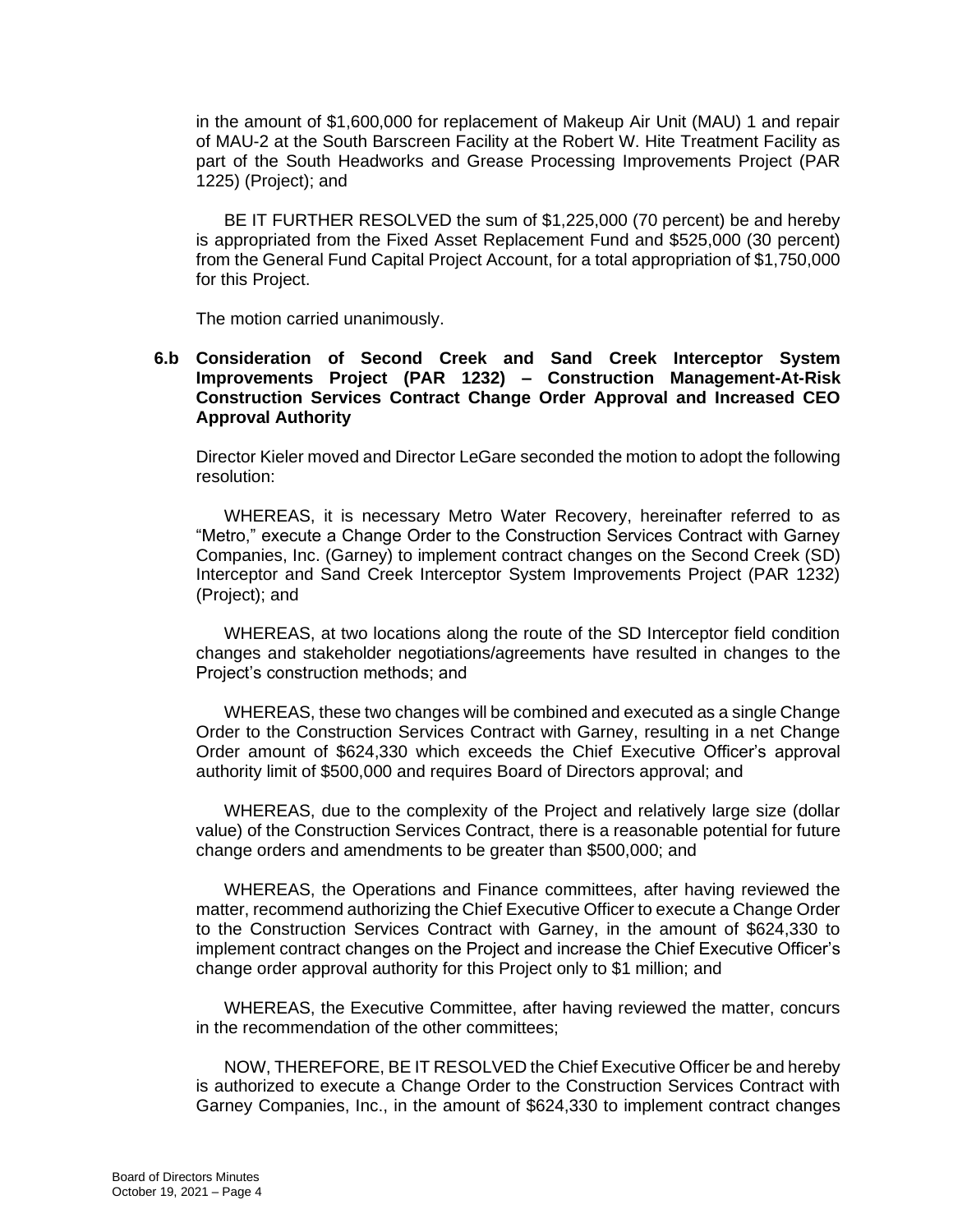in the amount of $1,600,000 for replacement of Makeup Air Unit (MAU) 1 and repair of MAU-2 at the South Barscreen Facility at the Robert W. Hite Treatment Facility as part of the South Headworks and Grease Processing Improvements Project (PAR 1225) (Project); and

BE IT FURTHER RESOLVED the sum of $1,225,000 (70 percent) be and hereby is appropriated from the Fixed Asset Replacement Fund and $525,000 (30 percent) from the General Fund Capital Project Account, for a total appropriation of $1,750,000 for this Project.

The motion carried unanimously.

**6.b Consideration of Second Creek and Sand Creek Interceptor System Improvements Project (PAR 1232) – Construction Management-At-Risk Construction Services Contract Change Order Approval and Increased CEO Approval Authority**

Director Kieler moved and Director LeGare seconded the motion to adopt the following resolution:

WHEREAS, it is necessary Metro Water Recovery, hereinafter referred to as "Metro," execute a Change Order to the Construction Services Contract with Garney Companies, Inc. (Garney) to implement contract changes on the Second Creek (SD) Interceptor and Sand Creek Interceptor System Improvements Project (PAR 1232) (Project); and

WHEREAS, at two locations along the route of the SD Interceptor field condition changes and stakeholder negotiations/agreements have resulted in changes to the Project's construction methods; and

WHEREAS, these two changes will be combined and executed as a single Change Order to the Construction Services Contract with Garney, resulting in a net Change Order amount of $624,330 which exceeds the Chief Executive Officer's approval authority limit of $500,000 and requires Board of Directors approval; and

WHEREAS, due to the complexity of the Project and relatively large size (dollar value) of the Construction Services Contract, there is a reasonable potential for future change orders and amendments to be greater than $500,000; and

WHEREAS, the Operations and Finance committees, after having reviewed the matter, recommend authorizing the Chief Executive Officer to execute a Change Order to the Construction Services Contract with Garney, in the amount of $624,330 to implement contract changes on the Project and increase the Chief Executive Officer's change order approval authority for this Project only to $1 million; and

WHEREAS, the Executive Committee, after having reviewed the matter, concurs in the recommendation of the other committees;

NOW, THEREFORE, BE IT RESOLVED the Chief Executive Officer be and hereby is authorized to execute a Change Order to the Construction Services Contract with Garney Companies, Inc., in the amount of $624,330 to implement contract changes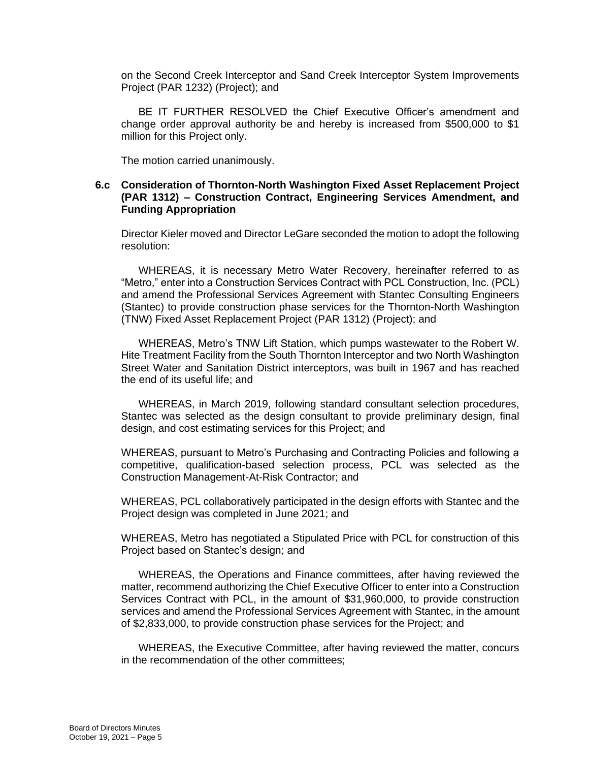on the Second Creek Interceptor and Sand Creek Interceptor System Improvements Project (PAR 1232) (Project); and

BE IT FURTHER RESOLVED the Chief Executive Officer's amendment and change order approval authority be and hereby is increased from $500,000 to $1 million for this Project only.

The motion carried unanimously.

**6.c Consideration of Thornton-North Washington Fixed Asset Replacement Project (PAR 1312) – Construction Contract, Engineering Services Amendment, and Funding Appropriation**

Director Kieler moved and Director LeGare seconded the motion to adopt the following resolution:

WHEREAS, it is necessary Metro Water Recovery, hereinafter referred to as "Metro," enter into a Construction Services Contract with PCL Construction, Inc. (PCL) and amend the Professional Services Agreement with Stantec Consulting Engineers (Stantec) to provide construction phase services for the Thornton-North Washington (TNW) Fixed Asset Replacement Project (PAR 1312) (Project); and

WHEREAS, Metro's TNW Lift Station, which pumps wastewater to the Robert W. Hite Treatment Facility from the South Thornton Interceptor and two North Washington Street Water and Sanitation District interceptors, was built in 1967 and has reached the end of its useful life; and

WHEREAS, in March 2019, following standard consultant selection procedures, Stantec was selected as the design consultant to provide preliminary design, final design, and cost estimating services for this Project; and

WHEREAS, pursuant to Metro's Purchasing and Contracting Policies and following a competitive, qualification-based selection process, PCL was selected as the Construction Management-At-Risk Contractor; and

WHEREAS, PCL collaboratively participated in the design efforts with Stantec and the Project design was completed in June 2021; and

WHEREAS, Metro has negotiated a Stipulated Price with PCL for construction of this Project based on Stantec's design; and

WHEREAS, the Operations and Finance committees, after having reviewed the matter, recommend authorizing the Chief Executive Officer to enter into a Construction Services Contract with PCL, in the amount of $31,960,000, to provide construction services and amend the Professional Services Agreement with Stantec, in the amount of $2,833,000, to provide construction phase services for the Project; and

WHEREAS, the Executive Committee, after having reviewed the matter, concurs in the recommendation of the other committees;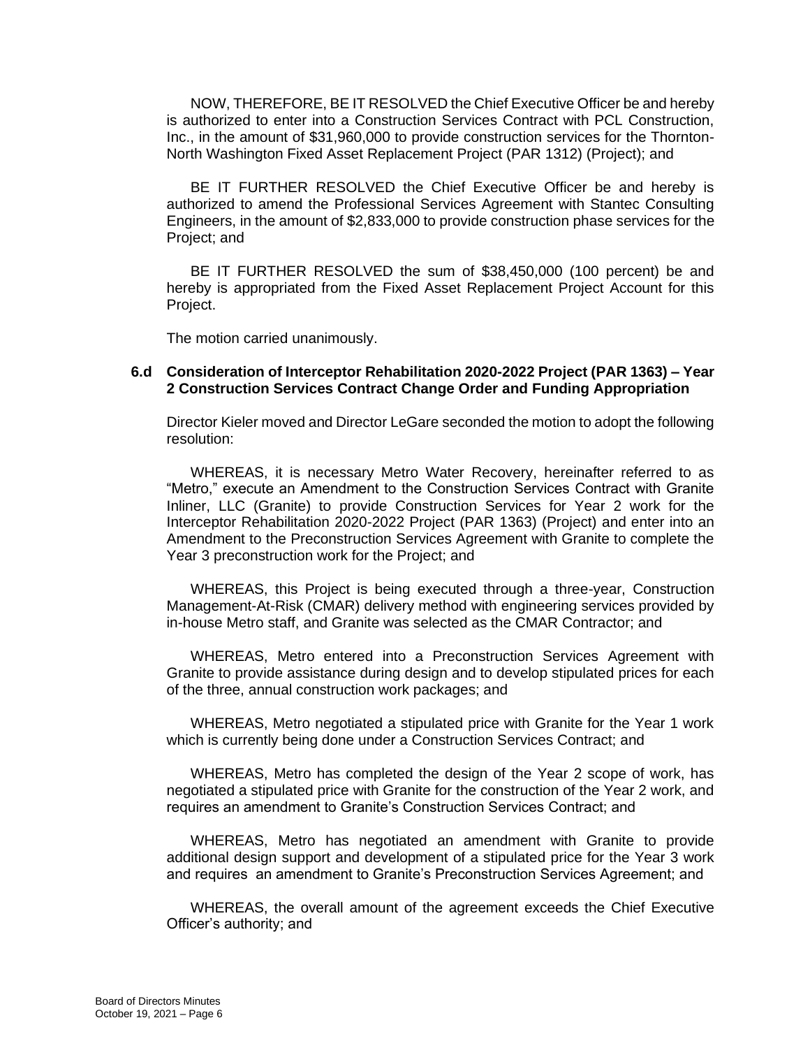NOW, THEREFORE, BE IT RESOLVED the Chief Executive Officer be and hereby is authorized to enter into a Construction Services Contract with PCL Construction, Inc., in the amount of $31,960,000 to provide construction services for the Thornton-North Washington Fixed Asset Replacement Project (PAR 1312) (Project); and

BE IT FURTHER RESOLVED the Chief Executive Officer be and hereby is authorized to amend the Professional Services Agreement with Stantec Consulting Engineers, in the amount of $2,833,000 to provide construction phase services for the Project; and

BE IT FURTHER RESOLVED the sum of $38,450,000 (100 percent) be and hereby is appropriated from the Fixed Asset Replacement Project Account for this Project.

The motion carried unanimously.

### 6.d Consideration of Interceptor Rehabilitation 2020-2022 Project (PAR 1363) – Year 2 Construction Services Contract Change Order and Funding Appropriation

Director Kieler moved and Director LeGare seconded the motion to adopt the following resolution:

WHEREAS, it is necessary Metro Water Recovery, hereinafter referred to as "Metro," execute an Amendment to the Construction Services Contract with Granite Inliner, LLC (Granite) to provide Construction Services for Year 2 work for the Interceptor Rehabilitation 2020-2022 Project (PAR 1363) (Project) and enter into an Amendment to the Preconstruction Services Agreement with Granite to complete the Year 3 preconstruction work for the Project; and

WHEREAS, this Project is being executed through a three-year, Construction Management-At-Risk (CMAR) delivery method with engineering services provided by in-house Metro staff, and Granite was selected as the CMAR Contractor; and

WHEREAS, Metro entered into a Preconstruction Services Agreement with Granite to provide assistance during design and to develop stipulated prices for each of the three, annual construction work packages; and

WHEREAS, Metro negotiated a stipulated price with Granite for the Year 1 work which is currently being done under a Construction Services Contract; and

WHEREAS, Metro has completed the design of the Year 2 scope of work, has negotiated a stipulated price with Granite for the construction of the Year 2 work, and requires an amendment to Granite's Construction Services Contract; and

WHEREAS, Metro has negotiated an amendment with Granite to provide additional design support and development of a stipulated price for the Year 3 work and requires an amendment to Granite's Preconstruction Services Agreement; and

WHEREAS, the overall amount of the agreement exceeds the Chief Executive Officer's authority; and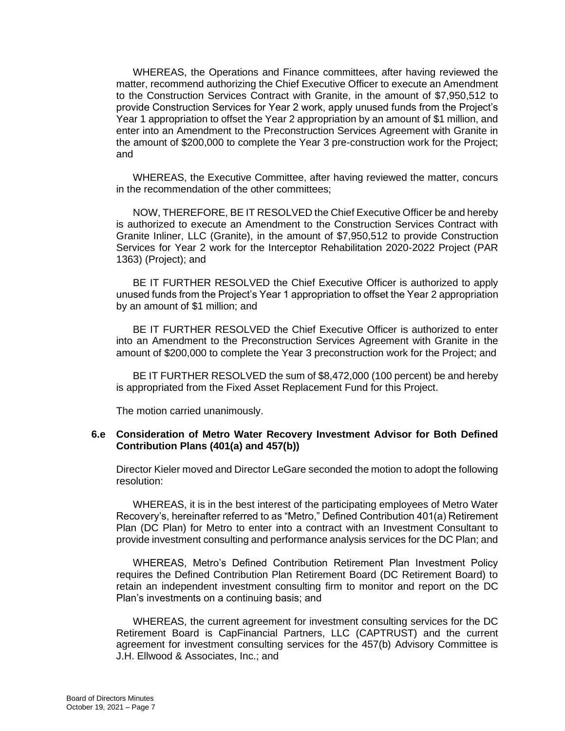WHEREAS, the Operations and Finance committees, after having reviewed the matter, recommend authorizing the Chief Executive Officer to execute an Amendment to the Construction Services Contract with Granite, in the amount of $7,950,512 to provide Construction Services for Year 2 work, apply unused funds from the Project's Year 1 appropriation to offset the Year 2 appropriation by an amount of $1 million, and enter into an Amendment to the Preconstruction Services Agreement with Granite in the amount of $200,000 to complete the Year 3 pre-construction work for the Project; and

WHEREAS, the Executive Committee, after having reviewed the matter, concurs in the recommendation of the other committees;

NOW, THEREFORE, BE IT RESOLVED the Chief Executive Officer be and hereby is authorized to execute an Amendment to the Construction Services Contract with Granite Inliner, LLC (Granite), in the amount of $7,950,512 to provide Construction Services for Year 2 work for the Interceptor Rehabilitation 2020-2022 Project (PAR 1363) (Project); and

BE IT FURTHER RESOLVED the Chief Executive Officer is authorized to apply unused funds from the Project's Year 1 appropriation to offset the Year 2 appropriation by an amount of $1 million; and

BE IT FURTHER RESOLVED the Chief Executive Officer is authorized to enter into an Amendment to the Preconstruction Services Agreement with Granite in the amount of $200,000 to complete the Year 3 preconstruction work for the Project; and

BE IT FURTHER RESOLVED the sum of $8,472,000 (100 percent) be and hereby is appropriated from the Fixed Asset Replacement Fund for this Project.

The motion carried unanimously.

**6.e Consideration of Metro Water Recovery Investment Advisor for Both Defined Contribution Plans (401(a) and 457(b))**

Director Kieler moved and Director LeGare seconded the motion to adopt the following resolution:

WHEREAS, it is in the best interest of the participating employees of Metro Water Recovery's, hereinafter referred to as "Metro," Defined Contribution 401(a) Retirement Plan (DC Plan) for Metro to enter into a contract with an Investment Consultant to provide investment consulting and performance analysis services for the DC Plan; and

WHEREAS, Metro's Defined Contribution Retirement Plan Investment Policy requires the Defined Contribution Plan Retirement Board (DC Retirement Board) to retain an independent investment consulting firm to monitor and report on the DC Plan's investments on a continuing basis; and

WHEREAS, the current agreement for investment consulting services for the DC Retirement Board is CapFinancial Partners, LLC (CAPTRUST) and the current agreement for investment consulting services for the 457(b) Advisory Committee is J.H. Ellwood & Associates, Inc.; and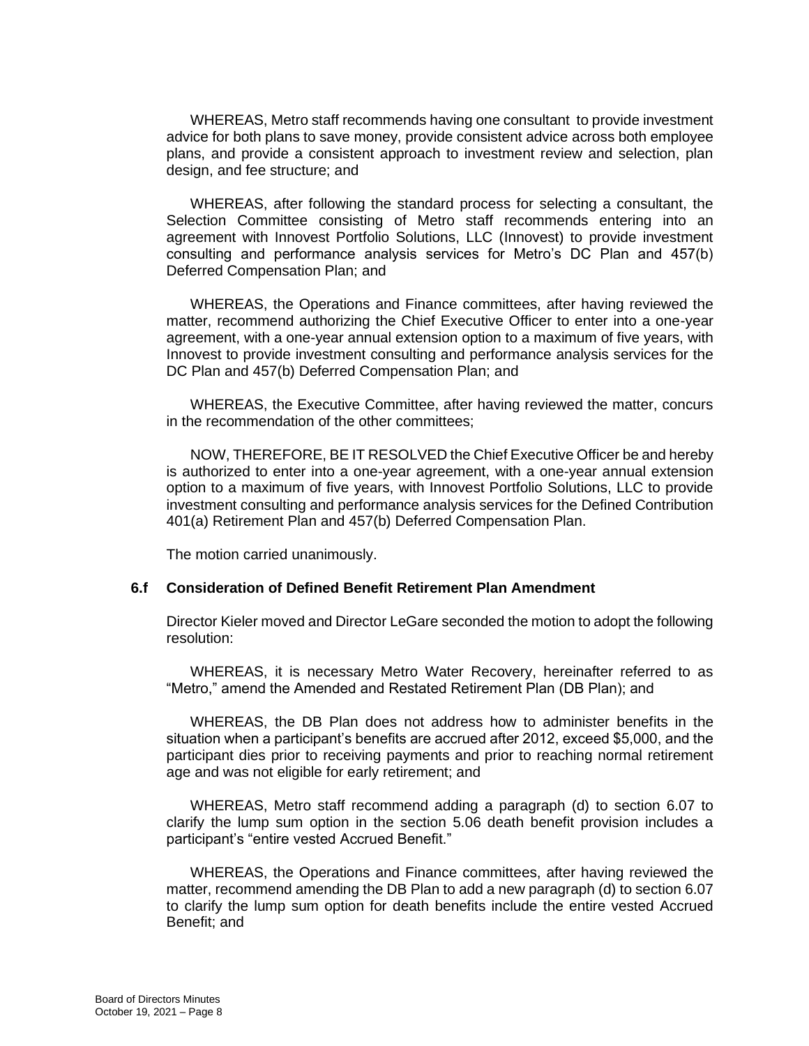WHEREAS, Metro staff recommends having one consultant to provide investment advice for both plans to save money, provide consistent advice across both employee plans, and provide a consistent approach to investment review and selection, plan design, and fee structure; and

WHEREAS, after following the standard process for selecting a consultant, the Selection Committee consisting of Metro staff recommends entering into an agreement with Innovest Portfolio Solutions, LLC (Innovest) to provide investment consulting and performance analysis services for Metro's DC Plan and 457(b) Deferred Compensation Plan; and

WHEREAS, the Operations and Finance committees, after having reviewed the matter, recommend authorizing the Chief Executive Officer to enter into a one-year agreement, with a one-year annual extension option to a maximum of five years, with Innovest to provide investment consulting and performance analysis services for the DC Plan and 457(b) Deferred Compensation Plan; and

WHEREAS, the Executive Committee, after having reviewed the matter, concurs in the recommendation of the other committees;

NOW, THEREFORE, BE IT RESOLVED the Chief Executive Officer be and hereby is authorized to enter into a one-year agreement, with a one-year annual extension option to a maximum of five years, with Innovest Portfolio Solutions, LLC to provide investment consulting and performance analysis services for the Defined Contribution 401(a) Retirement Plan and 457(b) Deferred Compensation Plan.

The motion carried unanimously.

**6.f Consideration of Defined Benefit Retirement Plan Amendment**

Director Kieler moved and Director LeGare seconded the motion to adopt the following resolution:

WHEREAS, it is necessary Metro Water Recovery, hereinafter referred to as "Metro," amend the Amended and Restated Retirement Plan (DB Plan); and

WHEREAS, the DB Plan does not address how to administer benefits in the situation when a participant's benefits are accrued after 2012, exceed $5,000, and the participant dies prior to receiving payments and prior to reaching normal retirement age and was not eligible for early retirement; and

WHEREAS, Metro staff recommend adding a paragraph (d) to section 6.07 to clarify the lump sum option in the section 5.06 death benefit provision includes a participant's "entire vested Accrued Benefit."

WHEREAS, the Operations and Finance committees, after having reviewed the matter, recommend amending the DB Plan to add a new paragraph (d) to section 6.07 to clarify the lump sum option for death benefits include the entire vested Accrued Benefit; and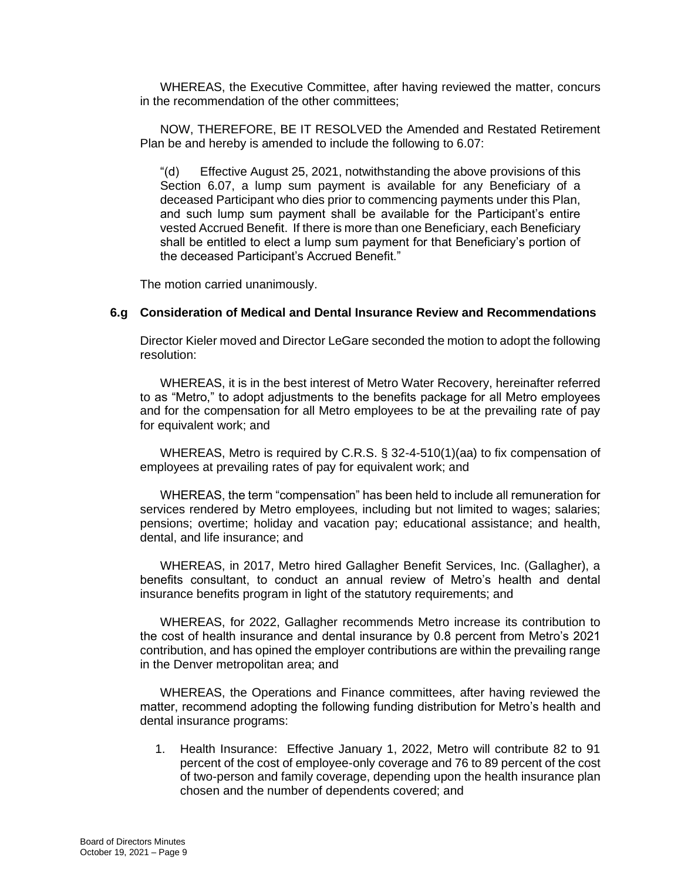WHEREAS, the Executive Committee, after having reviewed the matter, concurs in the recommendation of the other committees;

NOW, THEREFORE, BE IT RESOLVED the Amended and Restated Retirement Plan be and hereby is amended to include the following to 6.07:

> "(d) Effective August 25, 2021, notwithstanding the above provisions of this Section 6.07, a lump sum payment is available for any Beneficiary of a deceased Participant who dies prior to commencing payments under this Plan, and such lump sum payment shall be available for the Participant's entire vested Accrued Benefit. If there is more than one Beneficiary, each Beneficiary shall be entitled to elect a lump sum payment for that Beneficiary's portion of the deceased Participant's Accrued Benefit."

The motion carried unanimously.

### 6.g Consideration of Medical and Dental Insurance Review and Recommendations

Director Kieler moved and Director LeGare seconded the motion to adopt the following resolution:

WHEREAS, it is in the best interest of Metro Water Recovery, hereinafter referred to as "Metro," to adopt adjustments to the benefits package for all Metro employees and for the compensation for all Metro employees to be at the prevailing rate of pay for equivalent work; and

WHEREAS, Metro is required by C.R.S. § 32-4-510(1)(aa) to fix compensation of employees at prevailing rates of pay for equivalent work; and

WHEREAS, the term "compensation" has been held to include all remuneration for services rendered by Metro employees, including but not limited to wages; salaries; pensions; overtime; holiday and vacation pay; educational assistance; and health, dental, and life insurance; and

WHEREAS, in 2017, Metro hired Gallagher Benefit Services, Inc. (Gallagher), a benefits consultant, to conduct an annual review of Metro's health and dental insurance benefits program in light of the statutory requirements; and

WHEREAS, for 2022, Gallagher recommends Metro increase its contribution to the cost of health insurance and dental insurance by 0.8 percent from Metro's 2021 contribution, and has opined the employer contributions are within the prevailing range in the Denver metropolitan area; and

WHEREAS, the Operations and Finance committees, after having reviewed the matter, recommend adopting the following funding distribution for Metro's health and dental insurance programs:

1. Health Insurance: Effective January 1, 2022, Metro will contribute 82 to 91 percent of the cost of employee-only coverage and 76 to 89 percent of the cost of two-person and family coverage, depending upon the health insurance plan chosen and the number of dependents covered; and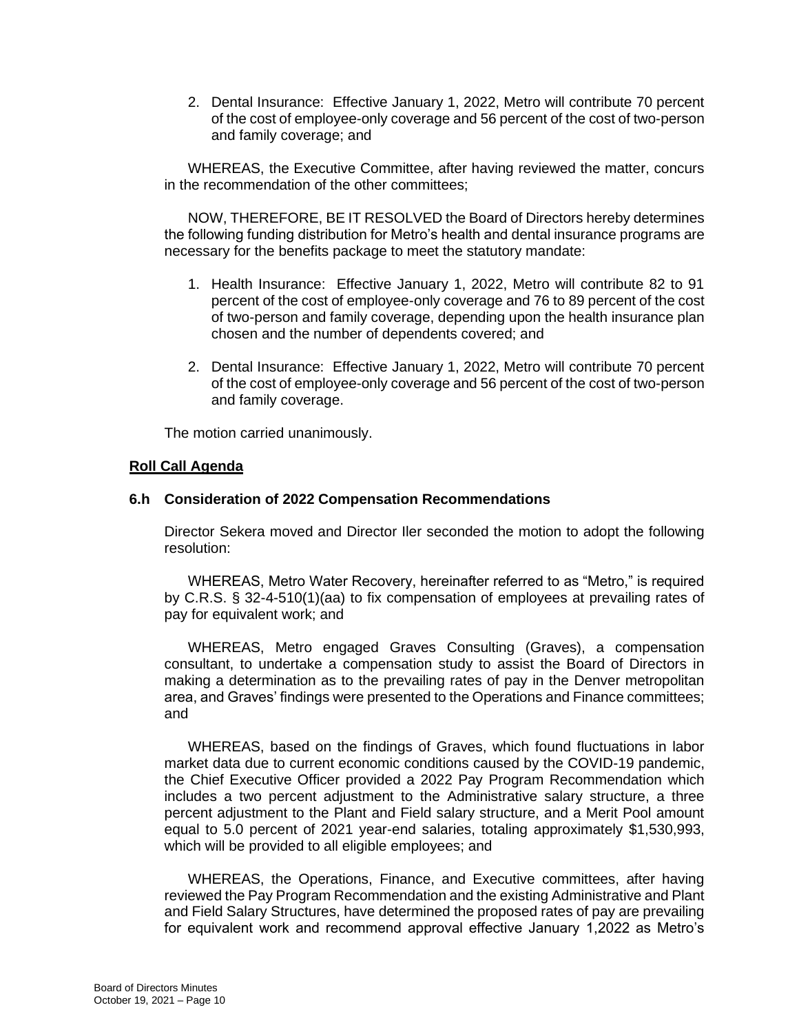2. Dental Insurance: Effective January 1, 2022, Metro will contribute 70 percent of the cost of employee-only coverage and 56 percent of the cost of two-person and family coverage; and

WHEREAS, the Executive Committee, after having reviewed the matter, concurs in the recommendation of the other committees;

NOW, THEREFORE, BE IT RESOLVED the Board of Directors hereby determines the following funding distribution for Metro's health and dental insurance programs are necessary for the benefits package to meet the statutory mandate:

1. Health Insurance: Effective January 1, 2022, Metro will contribute 82 to 91 percent of the cost of employee-only coverage and 76 to 89 percent of the cost of two-person and family coverage, depending upon the health insurance plan chosen and the number of dependents covered; and

2. Dental Insurance: Effective January 1, 2022, Metro will contribute 70 percent of the cost of employee-only coverage and 56 percent of the cost of two-person and family coverage.

The motion carried unanimously.

**Roll Call Agenda**

### 6.h Consideration of 2022 Compensation Recommendations

Director Sekera moved and Director Iler seconded the motion to adopt the following resolution:

WHEREAS, Metro Water Recovery, hereinafter referred to as "Metro," is required by C.R.S. § 32-4-510(1)(aa) to fix compensation of employees at prevailing rates of pay for equivalent work; and

WHEREAS, Metro engaged Graves Consulting (Graves), a compensation consultant, to undertake a compensation study to assist the Board of Directors in making a determination as to the prevailing rates of pay in the Denver metropolitan area, and Graves' findings were presented to the Operations and Finance committees; and

WHEREAS, based on the findings of Graves, which found fluctuations in labor market data due to current economic conditions caused by the COVID-19 pandemic, the Chief Executive Officer provided a 2022 Pay Program Recommendation which includes a two percent adjustment to the Administrative salary structure, a three percent adjustment to the Plant and Field salary structure, and a Merit Pool amount equal to 5.0 percent of 2021 year-end salaries, totaling approximately $1,530,993, which will be provided to all eligible employees; and

WHEREAS, the Operations, Finance, and Executive committees, after having reviewed the Pay Program Recommendation and the existing Administrative and Plant and Field Salary Structures, have determined the proposed rates of pay are prevailing for equivalent work and recommend approval effective January 1,2022 as Metro's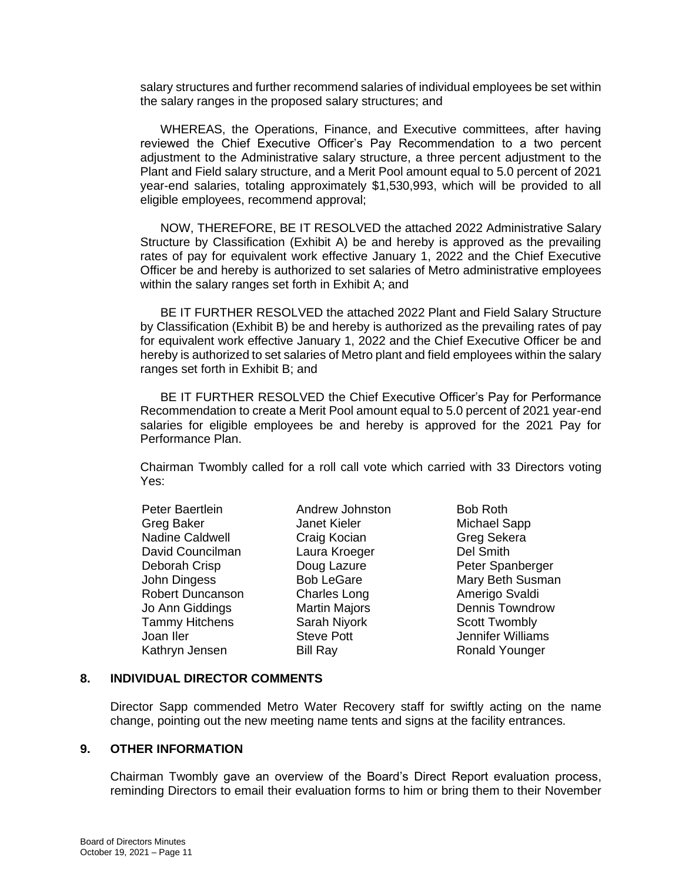salary structures and further recommend salaries of individual employees be set within the salary ranges in the proposed salary structures; and

WHEREAS, the Operations, Finance, and Executive committees, after having reviewed the Chief Executive Officer's Pay Recommendation to a two percent adjustment to the Administrative salary structure, a three percent adjustment to the Plant and Field salary structure, and a Merit Pool amount equal to 5.0 percent of 2021 year-end salaries, totaling approximately $1,530,993, which will be provided to all eligible employees, recommend approval;

NOW, THEREFORE, BE IT RESOLVED the attached 2022 Administrative Salary Structure by Classification (Exhibit A) be and hereby is approved as the prevailing rates of pay for equivalent work effective January 1, 2022 and the Chief Executive Officer be and hereby is authorized to set salaries of Metro administrative employees within the salary ranges set forth in Exhibit A; and

BE IT FURTHER RESOLVED the attached 2022 Plant and Field Salary Structure by Classification (Exhibit B) be and hereby is authorized as the prevailing rates of pay for equivalent work effective January 1, 2022 and the Chief Executive Officer be and hereby is authorized to set salaries of Metro plant and field employees within the salary ranges set forth in Exhibit B; and

BE IT FURTHER RESOLVED the Chief Executive Officer's Pay for Performance Recommendation to create a Merit Pool amount equal to 5.0 percent of 2021 year-end salaries for eligible employees be and hereby is approved for the 2021 Pay for Performance Plan.

Chairman Twombly called for a roll call vote which carried with 33 Directors voting Yes:

| | | |
|---|---|---|
| Peter Baertlein | Andrew Johnston | Bob Roth |
| Greg Baker | Janet Kieler | Michael Sapp |
| Nadine Caldwell | Craig Kocian | Greg Sekera |
| David Councilman | Laura Kroeger | Del Smith |
| Deborah Crisp | Doug Lazure | Peter Spanberger |
| John Dingess | Bob LeGare | Mary Beth Susman |
| Robert Duncanson | Charles Long | Amerigo Svaldi |
| Jo Ann Giddings | Martin Majors | Dennis Towndrow |
| Tammy Hitchens | Sarah Niyork | Scott Twombly |
| Joan Iler | Steve Pott | Jennifer Williams |
| Kathryn Jensen | Bill Ray | Ronald Younger |

## 8. INDIVIDUAL DIRECTOR COMMENTS

Director Sapp commended Metro Water Recovery staff for swiftly acting on the name change, pointing out the new meeting name tents and signs at the facility entrances.

## 9. OTHER INFORMATION

Chairman Twombly gave an overview of the Board's Direct Report evaluation process, reminding Directors to email their evaluation forms to him or bring them to their November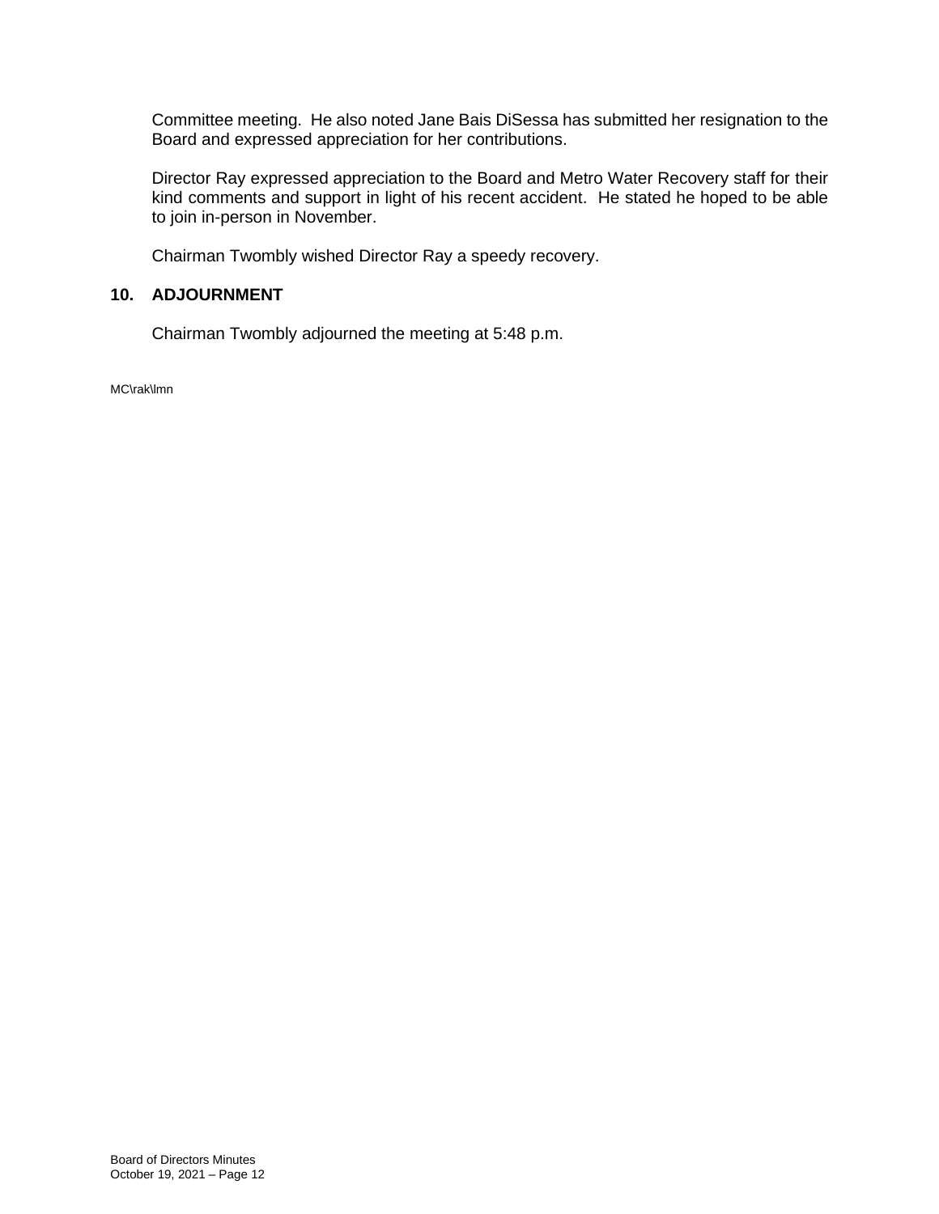Committee meeting. He also noted Jane Bais DiSessa has submitted her resignation to the Board and expressed appreciation for her contributions.

Director Ray expressed appreciation to the Board and Metro Water Recovery staff for their kind comments and support in light of his recent accident. He stated he hoped to be able to join in-person in November.

Chairman Twombly wished Director Ray a speedy recovery.

## 10. ADJOURNMENT

Chairman Twombly adjourned the meeting at 5:48 p.m.

MC\rak\lmn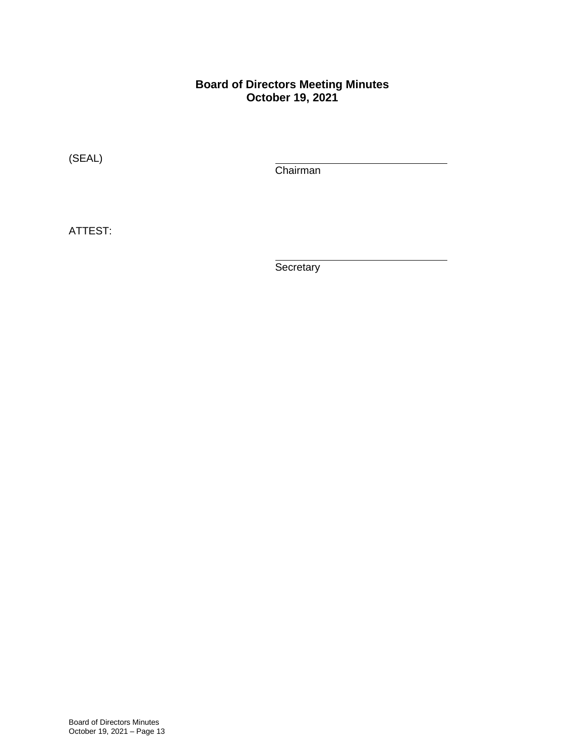**Board of Directors Meeting Minutes**
**October 19, 2021**

(SEAL)

\_\_\_\_\_\_\_\_\_\_\_\_\_\_\_\_\_\_\_\_\_\_\_\_\_\_\_\_\_\_\_\_
Chairman

ATTEST:

\_\_\_\_\_\_\_\_\_\_\_\_\_\_\_\_\_\_\_\_\_\_\_\_\_\_\_\_\_\_\_\_
Secretary